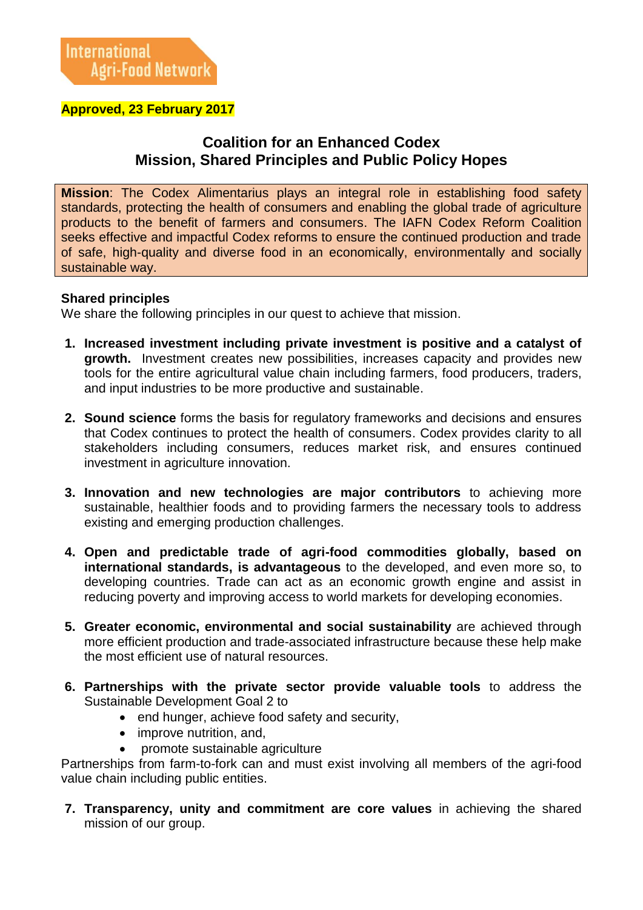International Agri-Food Network

**Approved, 23 February 2017**

# Coalition for an Enhanced Codex
# Mission, Shared Principles and Public Policy Hopes

**Mission**: The Codex Alimentarius plays an integral role in establishing food safety standards, protecting the health of consumers and enabling the global trade of agriculture products to the benefit of farmers and consumers. The IAFN Codex Reform Coalition seeks effective and impactful Codex reforms to ensure the continued production and trade of safe, high-quality and diverse food in an economically, environmentally and socially sustainable way.

**Shared principles**

We share the following principles in our quest to achieve that mission.

1. **Increased investment including private investment is positive and a catalyst of growth.** Investment creates new possibilities, increases capacity and provides new tools for the entire agricultural value chain including farmers, food producers, traders, and input industries to be more productive and sustainable.

2. **Sound science** forms the basis for regulatory frameworks and decisions and ensures that Codex continues to protect the health of consumers. Codex provides clarity to all stakeholders including consumers, reduces market risk, and ensures continued investment in agriculture innovation.

3. **Innovation and new technologies are major contributors** to achieving more sustainable, healthier foods and to providing farmers the necessary tools to address existing and emerging production challenges.

4. **Open and predictable trade of agri-food commodities globally, based on international standards, is advantageous** to the developed, and even more so, to developing countries. Trade can act as an economic growth engine and assist in reducing poverty and improving access to world markets for developing economies.

5. **Greater economic, environmental and social sustainability** are achieved through more efficient production and trade-associated infrastructure because these help make the most efficient use of natural resources.

6. **Partnerships with the private sector provide valuable tools** to address the Sustainable Development Goal 2 to
   - end hunger, achieve food safety and security,
   - improve nutrition, and,
   - promote sustainable agriculture

Partnerships from farm-to-fork can and must exist involving all members of the agri-food value chain including public entities.

7. **Transparency, unity and commitment are core values** in achieving the shared mission of our group.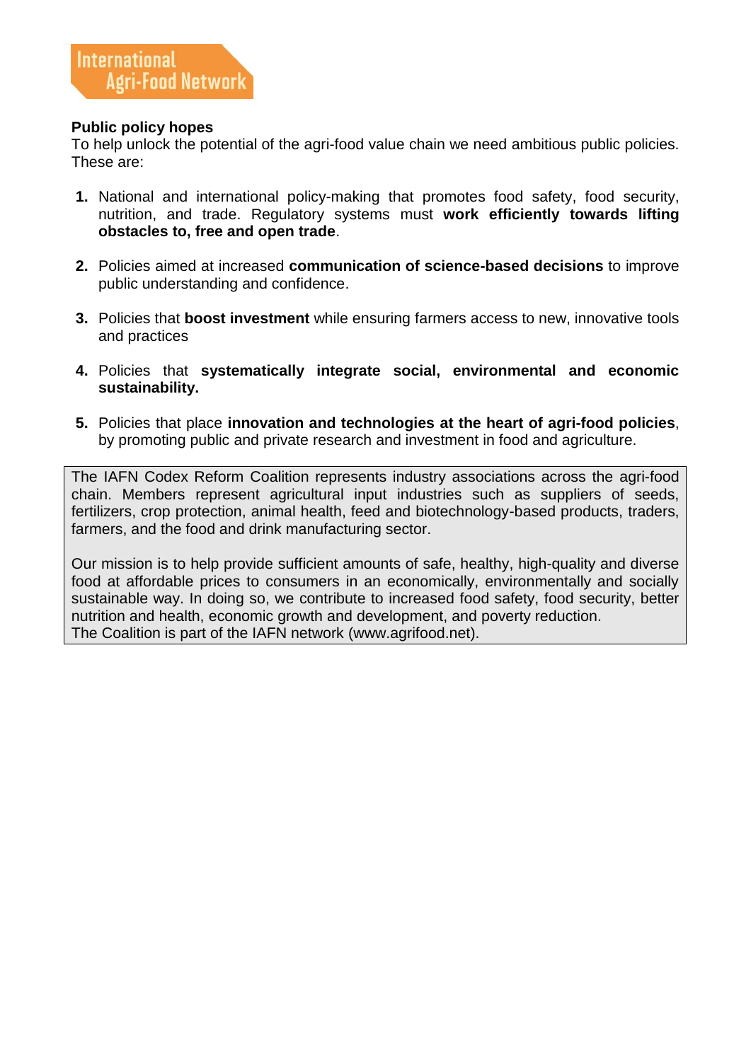International
Agri-Food Network

**Public policy hopes**

To help unlock the potential of the agri-food value chain we need ambitious public policies. These are:

1. National and international policy-making that promotes food safety, food security, nutrition, and trade. Regulatory systems must **work efficiently towards lifting obstacles to, free and open trade**.

2. Policies aimed at increased **communication of science-based decisions** to improve public understanding and confidence.

3. Policies that **boost investment** while ensuring farmers access to new, innovative tools and practices

4. Policies that **systematically integrate social, environmental and economic sustainability.**

5. Policies that place **innovation and technologies at the heart of agri-food policies**, by promoting public and private research and investment in food and agriculture.

The IAFN Codex Reform Coalition represents industry associations across the agri-food chain. Members represent agricultural input industries such as suppliers of seeds, fertilizers, crop protection, animal health, feed and biotechnology-based products, traders, farmers, and the food and drink manufacturing sector.

Our mission is to help provide sufficient amounts of safe, healthy, high-quality and diverse food at affordable prices to consumers in an economically, environmentally and socially sustainable way. In doing so, we contribute to increased food safety, food security, better nutrition and health, economic growth and development, and poverty reduction.
The Coalition is part of the IAFN network (www.agrifood.net).